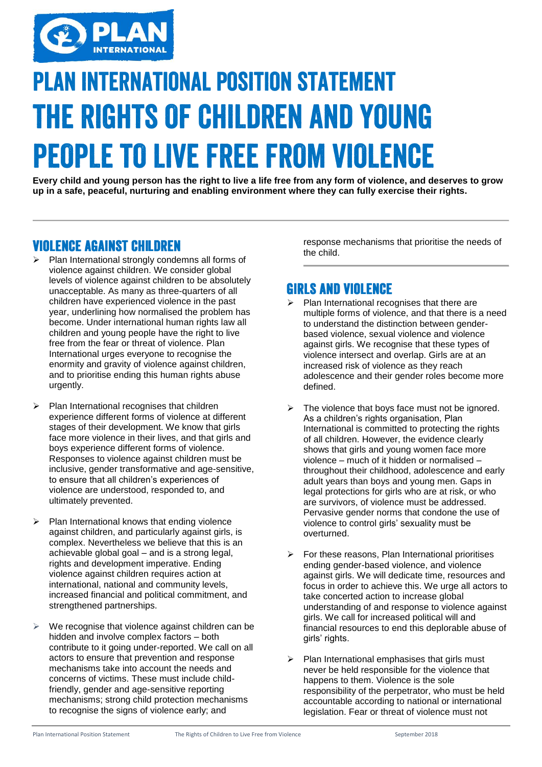# PLAN INTERNATIONAL POSITION STATEMENT

# THE RIGHTS OF CHILDREN AND YOUNG PEOPLE TO LIVE FREE FROM VIOLENCE

**Every child and young person has the right to live a life free from any form of violence, and deserves to grow up in a safe, peaceful, nurturing and enabling environment where they can fully exercise their rights.**

## VIOLENCE AGAINST CHILDREN

- Plan International strongly condemns all forms of violence against children. We consider global levels of violence against children to be absolutely unacceptable. As many as three-quarters of all children have experienced violence in the past year, underlining how normalised the problem has become. Under international human rights law all children and young people have the right to live free from the fear or threat of violence. Plan International urges everyone to recognise the enormity and gravity of violence against children, and to prioritise ending this human rights abuse urgently.

- Plan International recognises that children experience different forms of violence at different stages of their development. We know that girls face more violence in their lives, and that girls and boys experience different forms of violence. Responses to violence against children must be inclusive, gender transformative and age-sensitive, to ensure that all children's experiences of violence are understood, responded to, and ultimately prevented.

- Plan International knows that ending violence against children, and particularly against girls, is complex. Nevertheless we believe that this is an achievable global goal – and is a strong legal, rights and development imperative. Ending violence against children requires action at international, national and community levels, increased financial and political commitment, and strengthened partnerships.

- We recognise that violence against children can be hidden and involve complex factors – both contribute to it going under-reported. We call on all actors to ensure that prevention and response mechanisms take into account the needs and concerns of victims. These must include child-friendly, gender and age-sensitive reporting mechanisms; strong child protection mechanisms to recognise the signs of violence early; and response mechanisms that prioritise the needs of the child.

## GIRLS AND VIOLENCE

- Plan International recognises that there are multiple forms of violence, and that there is a need to understand the distinction between gender-based violence, sexual violence and violence against girls. We recognise that these types of violence intersect and overlap. Girls are at an increased risk of violence as they reach adolescence and their gender roles become more defined.

- The violence that boys face must not be ignored. As a children's rights organisation, Plan International is committed to protecting the rights of all children. However, the evidence clearly shows that girls and young women face more violence – much of it hidden or normalised – throughout their childhood, adolescence and early adult years than boys and young men. Gaps in legal protections for girls who are at risk, or who are survivors, of violence must be addressed. Pervasive gender norms that condone the use of violence to control girls' sexuality must be overturned.

- For these reasons, Plan International prioritises ending gender-based violence, and violence against girls. We will dedicate time, resources and focus in order to achieve this. We urge all actors to take concerted action to increase global understanding of and response to violence against girls. We call for increased political will and financial resources to end this deplorable abuse of girls' rights.

- Plan International emphasises that girls must never be held responsible for the violence that happens to them. Violence is the sole responsibility of the perpetrator, who must be held accountable according to national or international legislation. Fear or threat of violence must not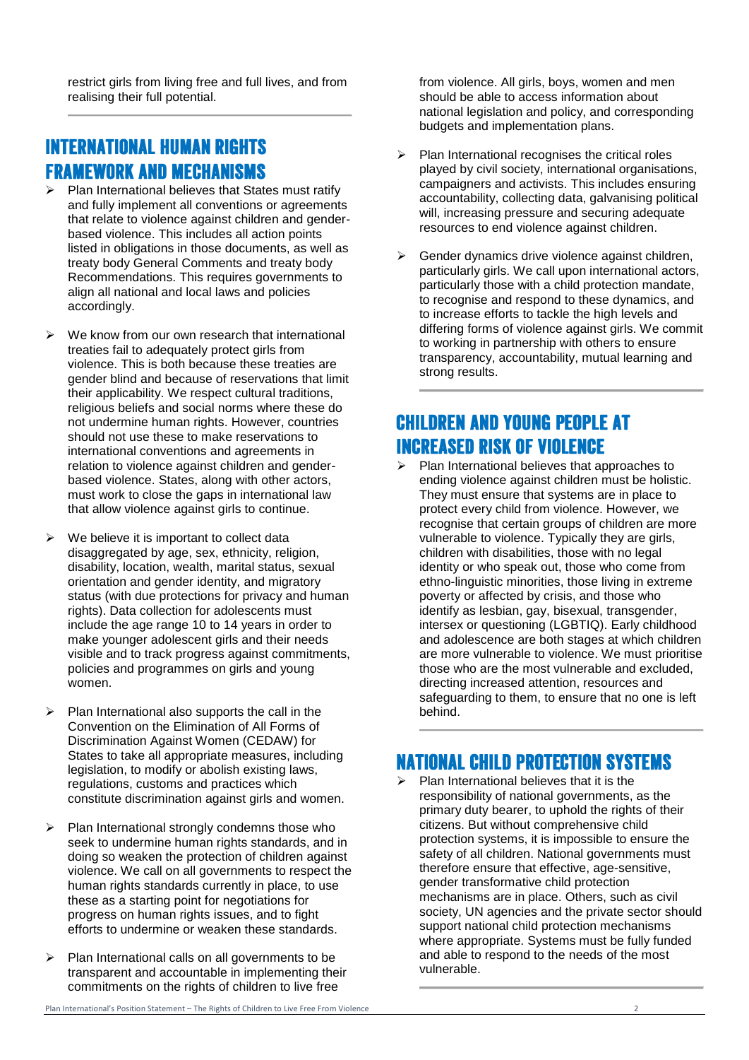restrict girls from living free and full lives, and from realising their full potential.

## INTERNATIONAL HUMAN RIGHTS FRAMEWORK AND MECHANISMS

- Plan International believes that States must ratify and fully implement all conventions or agreements that relate to violence against children and gender-based violence. This includes all action points listed in obligations in those documents, as well as treaty body General Comments and treaty body Recommendations. This requires governments to align all national and local laws and policies accordingly.

- We know from our own research that international treaties fail to adequately protect girls from violence. This is both because these treaties are gender blind and because of reservations that limit their applicability. We respect cultural traditions, religious beliefs and social norms where these do not undermine human rights. However, countries should not use these to make reservations to international conventions and agreements in relation to violence against children and gender-based violence. States, along with other actors, must work to close the gaps in international law that allow violence against girls to continue.

- We believe it is important to collect data disaggregated by age, sex, ethnicity, religion, disability, location, wealth, marital status, sexual orientation and gender identity, and migratory status (with due protections for privacy and human rights). Data collection for adolescents must include the age range 10 to 14 years in order to make younger adolescent girls and their needs visible and to track progress against commitments, policies and programmes on girls and young women.

- Plan International also supports the call in the Convention on the Elimination of All Forms of Discrimination Against Women (CEDAW) for States to take all appropriate measures, including legislation, to modify or abolish existing laws, regulations, customs and practices which constitute discrimination against girls and women.

- Plan International strongly condemns those who seek to undermine human rights standards, and in doing so weaken the protection of children against violence. We call on all governments to respect the human rights standards currently in place, to use these as a starting point for negotiations for progress on human rights issues, and to fight efforts to undermine or weaken these standards.

- Plan International calls on all governments to be transparent and accountable in implementing their commitments on the rights of children to live free from violence. All girls, boys, women and men should be able to access information about national legislation and policy, and corresponding budgets and implementation plans.

- Plan International recognises the critical roles played by civil society, international organisations, campaigners and activists. This includes ensuring accountability, collecting data, galvanising political will, increasing pressure and securing adequate resources to end violence against children.

- Gender dynamics drive violence against children, particularly girls. We call upon international actors, particularly those with a child protection mandate, to recognise and respond to these dynamics, and to increase efforts to tackle the high levels and differing forms of violence against girls. We commit to working in partnership with others to ensure transparency, accountability, mutual learning and strong results.

## CHILDREN AND YOUNG PEOPLE AT INCREASED RISK OF VIOLENCE

- Plan International believes that approaches to ending violence against children must be holistic. They must ensure that systems are in place to protect every child from violence. However, we recognise that certain groups of children are more vulnerable to violence. Typically they are girls, children with disabilities, those with no legal identity or who speak out, those who come from ethno-linguistic minorities, those living in extreme poverty or affected by crisis, and those who identify as lesbian, gay, bisexual, transgender, intersex or questioning (LGBTIQ). Early childhood and adolescence are both stages at which children are more vulnerable to violence. We must prioritise those who are the most vulnerable and excluded, directing increased attention, resources and safeguarding to them, to ensure that no one is left behind.

## NATIONAL CHILD PROTECTION SYSTEMS

- Plan International believes that it is the responsibility of national governments, as the primary duty bearer, to uphold the rights of their citizens. But without comprehensive child protection systems, it is impossible to ensure the safety of all children. National governments must therefore ensure that effective, age-sensitive, gender transformative child protection mechanisms are in place. Others, such as civil society, UN agencies and the private sector should support national child protection mechanisms where appropriate. Systems must be fully funded and able to respond to the needs of the most vulnerable.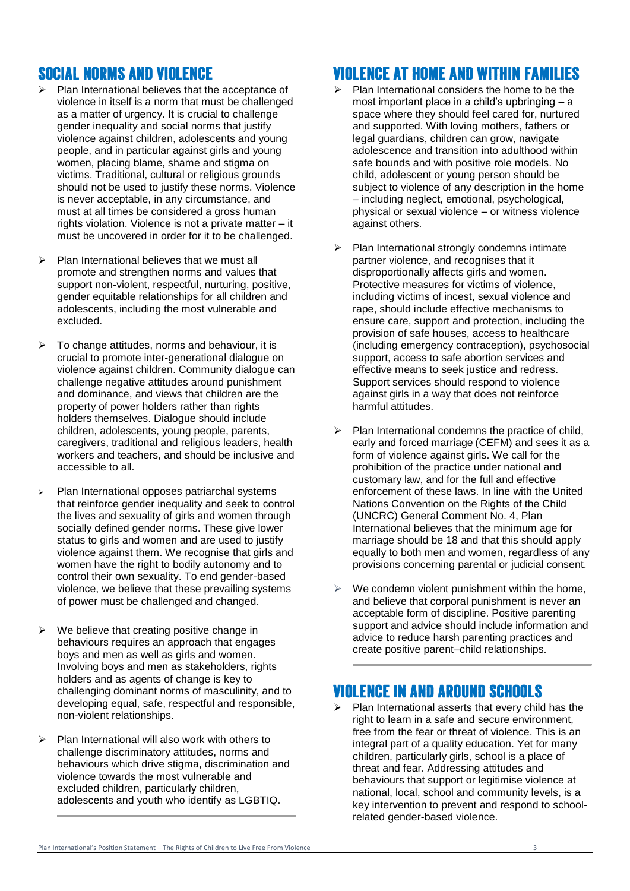## SOCIAL NORMS AND VIOLENCE

- Plan International believes that the acceptance of violence in itself is a norm that must be challenged as a matter of urgency. It is crucial to challenge gender inequality and social norms that justify violence against children, adolescents and young people, and in particular against girls and young women, placing blame, shame and stigma on victims. Traditional, cultural or religious grounds should not be used to justify these norms. Violence is never acceptable, in any circumstance, and must at all times be considered a gross human rights violation. Violence is not a private matter – it must be uncovered in order for it to be challenged.

- Plan International believes that we must all promote and strengthen norms and values that support non-violent, respectful, nurturing, positive, gender equitable relationships for all children and adolescents, including the most vulnerable and excluded.

- To change attitudes, norms and behaviour, it is crucial to promote inter-generational dialogue on violence against children. Community dialogue can challenge negative attitudes around punishment and dominance, and views that children are the property of power holders rather than rights holders themselves. Dialogue should include children, adolescents, young people, parents, caregivers, traditional and religious leaders, health workers and teachers, and should be inclusive and accessible to all.

- Plan International opposes patriarchal systems that reinforce gender inequality and seek to control the lives and sexuality of girls and women through socially defined gender norms. These give lower status to girls and women and are used to justify violence against them. We recognise that girls and women have the right to bodily autonomy and to control their own sexuality. To end gender-based violence, we believe that these prevailing systems of power must be challenged and changed.

- We believe that creating positive change in behaviours requires an approach that engages boys and men as well as girls and women. Involving boys and men as stakeholders, rights holders and as agents of change is key to challenging dominant norms of masculinity, and to developing equal, safe, respectful and responsible, non-violent relationships.

- Plan International will also work with others to challenge discriminatory attitudes, norms and behaviours which drive stigma, discrimination and violence towards the most vulnerable and excluded children, particularly children, adolescents and youth who identify as LGBTIQ.

## VIOLENCE AT HOME AND WITHIN FAMILIES

- Plan International considers the home to be the most important place in a child's upbringing – a space where they should feel cared for, nurtured and supported. With loving mothers, fathers or legal guardians, children can grow, navigate adolescence and transition into adulthood within safe bounds and with positive role models. No child, adolescent or young person should be subject to violence of any description in the home – including neglect, emotional, psychological, physical or sexual violence – or witness violence against others.

- Plan International strongly condemns intimate partner violence, and recognises that it disproportionally affects girls and women. Protective measures for victims of violence, including victims of incest, sexual violence and rape, should include effective mechanisms to ensure care, support and protection, including the provision of safe houses, access to healthcare (including emergency contraception), psychosocial support, access to safe abortion services and effective means to seek justice and redress. Support services should respond to violence against girls in a way that does not reinforce harmful attitudes.

- Plan International condemns the practice of child, early and forced marriage (CEFM) and sees it as a form of violence against girls. We call for the prohibition of the practice under national and customary law, and for the full and effective enforcement of these laws. In line with the United Nations Convention on the Rights of the Child (UNCRC) General Comment No. 4, Plan International believes that the minimum age for marriage should be 18 and that this should apply equally to both men and women, regardless of any provisions concerning parental or judicial consent.

- We condemn violent punishment within the home, and believe that corporal punishment is never an acceptable form of discipline. Positive parenting support and advice should include information and advice to reduce harsh parenting practices and create positive parent–child relationships.

## VIOLENCE IN AND AROUND SCHOOLS

- Plan International asserts that every child has the right to learn in a safe and secure environment, free from the fear or threat of violence. This is an integral part of a quality education. Yet for many children, particularly girls, school is a place of threat and fear. Addressing attitudes and behaviours that support or legitimise violence at national, local, school and community levels, is a key intervention to prevent and respond to school-related gender-based violence.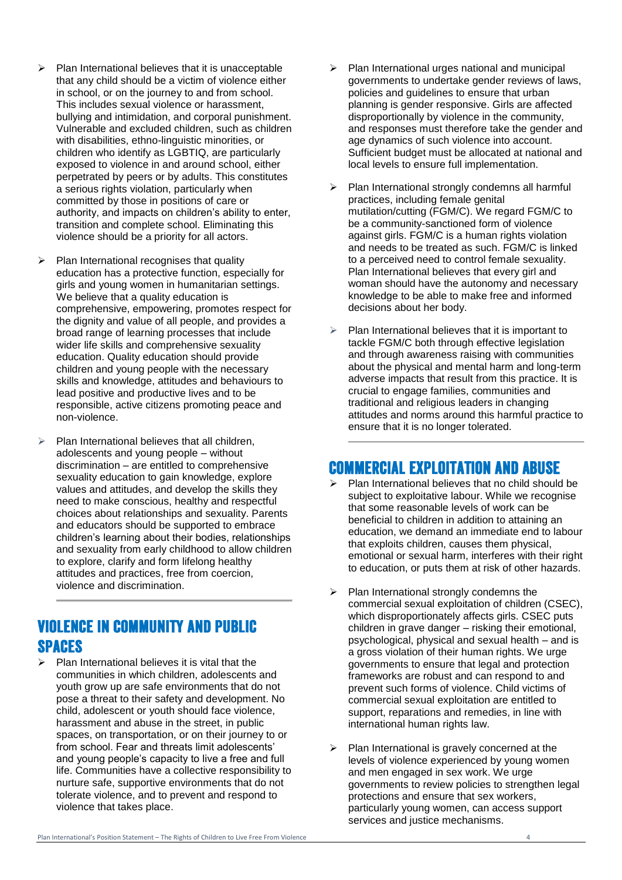- Plan International believes that it is unacceptable that any child should be a victim of violence either in school, or on the journey to and from school. This includes sexual violence or harassment, bullying and intimidation, and corporal punishment. Vulnerable and excluded children, such as children with disabilities, ethno-linguistic minorities, or children who identify as LGBTIQ, are particularly exposed to violence in and around school, either perpetrated by peers or by adults. This constitutes a serious rights violation, particularly when committed by those in positions of care or authority, and impacts on children's ability to enter, transition and complete school. Eliminating this violence should be a priority for all actors.

- Plan International recognises that quality education has a protective function, especially for girls and young women in humanitarian settings. We believe that a quality education is comprehensive, empowering, promotes respect for the dignity and value of all people, and provides a broad range of learning processes that include wider life skills and comprehensive sexuality education. Quality education should provide children and young people with the necessary skills and knowledge, attitudes and behaviours to lead positive and productive lives and to be responsible, active citizens promoting peace and non-violence.

- Plan International believes that all children, adolescents and young people – without discrimination – are entitled to comprehensive sexuality education to gain knowledge, explore values and attitudes, and develop the skills they need to make conscious, healthy and respectful choices about relationships and sexuality. Parents and educators should be supported to embrace children's learning about their bodies, relationships and sexuality from early childhood to allow children to explore, clarify and form lifelong healthy attitudes and practices, free from coercion, violence and discrimination.

## VIOLENCE IN COMMUNITY AND PUBLIC SPACES

- Plan International believes it is vital that the communities in which children, adolescents and youth grow up are safe environments that do not pose a threat to their safety and development. No child, adolescent or youth should face violence, harassment and abuse in the street, in public spaces, on transportation, or on their journey to or from school. Fear and threats limit adolescents' and young people's capacity to live a free and full life. Communities have a collective responsibility to nurture safe, supportive environments that do not tolerate violence, and to prevent and respond to violence that takes place.

- Plan International urges national and municipal governments to undertake gender reviews of laws, policies and guidelines to ensure that urban planning is gender responsive. Girls are affected disproportionally by violence in the community, and responses must therefore take the gender and age dynamics of such violence into account. Sufficient budget must be allocated at national and local levels to ensure full implementation.

- Plan International strongly condemns all harmful practices, including female genital mutilation/cutting (FGM/C). We regard FGM/C to be a community-sanctioned form of violence against girls. FGM/C is a human rights violation and needs to be treated as such. FGM/C is linked to a perceived need to control female sexuality. Plan International believes that every girl and woman should have the autonomy and necessary knowledge to be able to make free and informed decisions about her body.

- Plan International believes that it is important to tackle FGM/C both through effective legislation and through awareness raising with communities about the physical and mental harm and long-term adverse impacts that result from this practice. It is crucial to engage families, communities and traditional and religious leaders in changing attitudes and norms around this harmful practice to ensure that it is no longer tolerated.

## COMMERCIAL EXPLOITATION AND ABUSE

- Plan International believes that no child should be subject to exploitative labour. While we recognise that some reasonable levels of work can be beneficial to children in addition to attaining an education, we demand an immediate end to labour that exploits children, causes them physical, emotional or sexual harm, interferes with their right to education, or puts them at risk of other hazards.

- Plan International strongly condemns the commercial sexual exploitation of children (CSEC), which disproportionately affects girls. CSEC puts children in grave danger – risking their emotional, psychological, physical and sexual health – and is a gross violation of their human rights. We urge governments to ensure that legal and protection frameworks are robust and can respond to and prevent such forms of violence. Child victims of commercial sexual exploitation are entitled to support, reparations and remedies, in line with international human rights law.

- Plan International is gravely concerned at the levels of violence experienced by young women and men engaged in sex work. We urge governments to review policies to strengthen legal protections and ensure that sex workers, particularly young women, can access support services and justice mechanisms.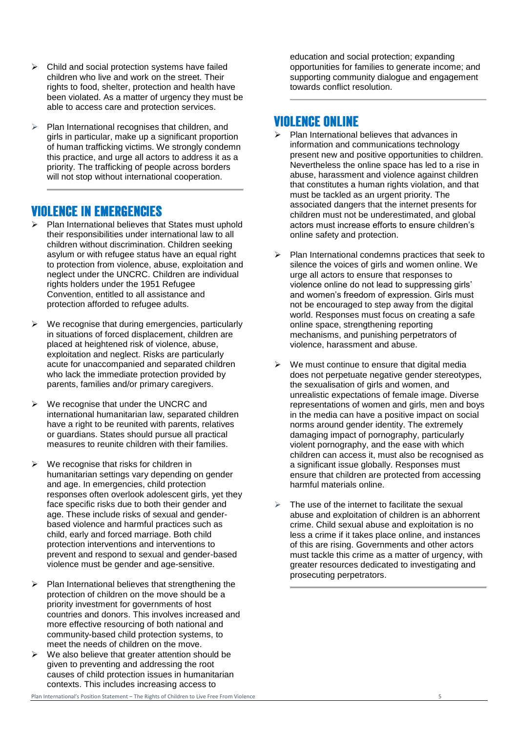- Child and social protection systems have failed children who live and work on the street. Their rights to food, shelter, protection and health have been violated. As a matter of urgency they must be able to access care and protection services.

- Plan International recognises that children, and girls in particular, make up a significant proportion of human trafficking victims. We strongly condemn this practice, and urge all actors to address it as a priority. The trafficking of people across borders will not stop without international cooperation.

## VIOLENCE IN EMERGENCIES

- Plan International believes that States must uphold their responsibilities under international law to all children without discrimination. Children seeking asylum or with refugee status have an equal right to protection from violence, abuse, exploitation and neglect under the UNCRC. Children are individual rights holders under the 1951 Refugee Convention, entitled to all assistance and protection afforded to refugee adults.

- We recognise that during emergencies, particularly in situations of forced displacement, children are placed at heightened risk of violence, abuse, exploitation and neglect. Risks are particularly acute for unaccompanied and separated children who lack the immediate protection provided by parents, families and/or primary caregivers.

- We recognise that under the UNCRC and international humanitarian law, separated children have a right to be reunited with parents, relatives or guardians. States should pursue all practical measures to reunite children with their families.

- We recognise that risks for children in humanitarian settings vary depending on gender and age. In emergencies, child protection responses often overlook adolescent girls, yet they face specific risks due to both their gender and age. These include risks of sexual and gender-based violence and harmful practices such as child, early and forced marriage. Both child protection interventions and interventions to prevent and respond to sexual and gender-based violence must be gender and age-sensitive.

- Plan International believes that strengthening the protection of children on the move should be a priority investment for governments of host countries and donors. This involves increased and more effective resourcing of both national and community-based child protection systems, to meet the needs of children on the move.

- We also believe that greater attention should be given to preventing and addressing the root causes of child protection issues in humanitarian contexts. This includes increasing access to education and social protection; expanding opportunities for families to generate income; and supporting community dialogue and engagement towards conflict resolution.

## VIOLENCE ONLINE

- Plan International believes that advances in information and communications technology present new and positive opportunities to children. Nevertheless the online space has led to a rise in abuse, harassment and violence against children that constitutes a human rights violation, and that must be tackled as an urgent priority. The associated dangers that the internet presents for children must not be underestimated, and global actors must increase efforts to ensure children's online safety and protection.

- Plan International condemns practices that seek to silence the voices of girls and women online. We urge all actors to ensure that responses to violence online do not lead to suppressing girls' and women's freedom of expression. Girls must not be encouraged to step away from the digital world. Responses must focus on creating a safe online space, strengthening reporting mechanisms, and punishing perpetrators of violence, harassment and abuse.

- We must continue to ensure that digital media does not perpetuate negative gender stereotypes, the sexualisation of girls and women, and unrealistic expectations of female image. Diverse representations of women and girls, men and boys in the media can have a positive impact on social norms around gender identity. The extremely damaging impact of pornography, particularly violent pornography, and the ease with which children can access it, must also be recognised as a significant issue globally. Responses must ensure that children are protected from accessing harmful materials online.

- The use of the internet to facilitate the sexual abuse and exploitation of children is an abhorrent crime. Child sexual abuse and exploitation is no less a crime if it takes place online, and instances of this are rising. Governments and other actors must tackle this crime as a matter of urgency, with greater resources dedicated to investigating and prosecuting perpetrators.